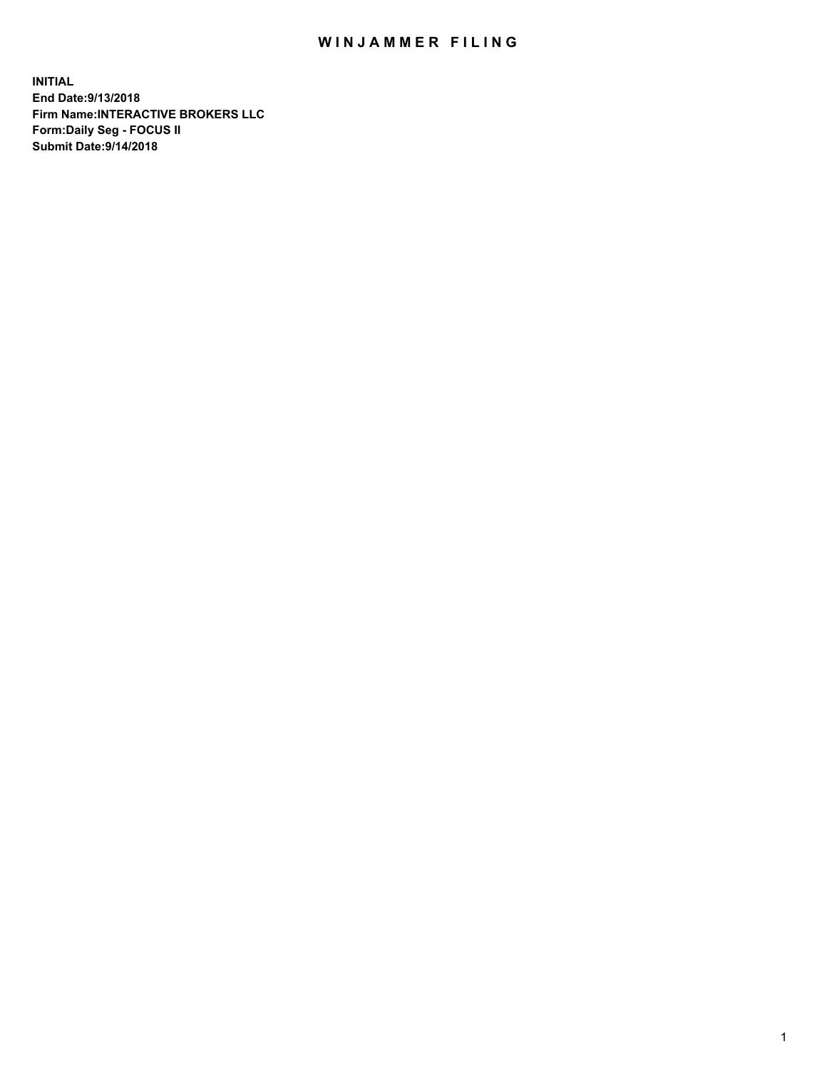# WINJAMMER FILING

**INITIAL**
**End Date:9/13/2018**
**Firm Name:INTERACTIVE BROKERS LLC**
**Form:Daily Seg - FOCUS II**
**Submit Date:9/14/2018**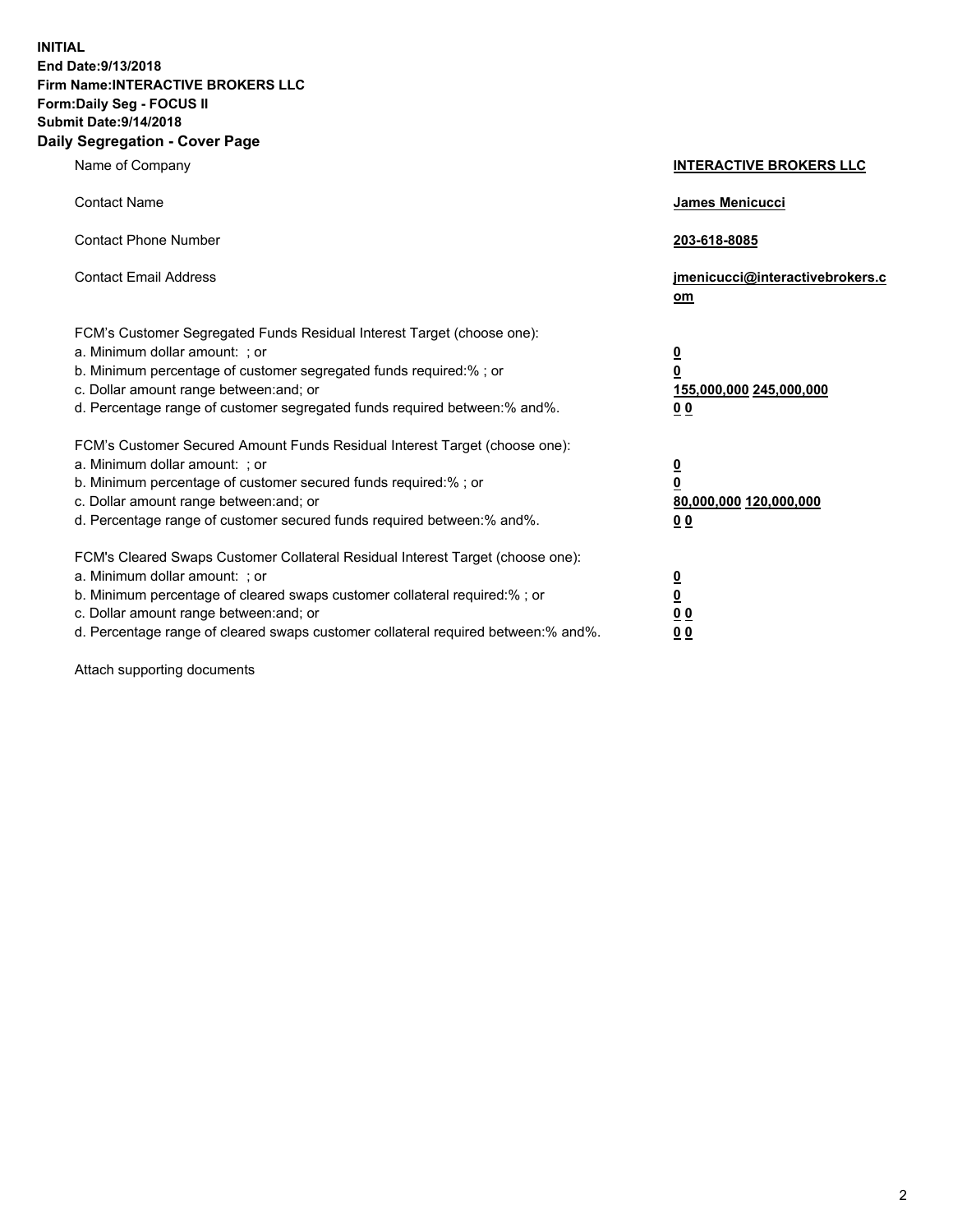**INITIAL**
**End Date:9/13/2018**
**Firm Name:INTERACTIVE BROKERS LLC**
**Form:Daily Seg - FOCUS II**
**Submit Date:9/14/2018**

## Daily Segregation - Cover Page

| | |
|---|---|
| Name of Company | **INTERACTIVE BROKERS LLC** |
| Contact Name | **James Menicucci** |
| Contact Phone Number | **203-618-8085** |
| Contact Email Address | **jmenicucci@interactivebrokers.com** |

FCM's Customer Segregated Funds Residual Interest Target (choose one):

| | |
|---|---|
| a. Minimum dollar amount: ; or | **0** |
| b. Minimum percentage of customer segregated funds required:% ; or | **0** |
| c. Dollar amount range between:and; or | **155,000,000 245,000,000** |
| d. Percentage range of customer segregated funds required between:% and%. | **0 0** |

FCM's Customer Secured Amount Funds Residual Interest Target (choose one):

| | |
|---|---|
| a. Minimum dollar amount: ; or | **0** |
| b. Minimum percentage of customer secured funds required:% ; or | **0** |
| c. Dollar amount range between:and; or | **80,000,000 120,000,000** |
| d. Percentage range of customer secured funds required between:% and%. | **0 0** |

FCM's Cleared Swaps Customer Collateral Residual Interest Target (choose one):

| | |
|---|---|
| a. Minimum dollar amount: ; or | **0** |
| b. Minimum percentage of cleared swaps customer collateral required:% ; or | **0** |
| c. Dollar amount range between:and; or | **0 0** |
| d. Percentage range of cleared swaps customer collateral required between:% and%. | **0 0** |

Attach supporting documents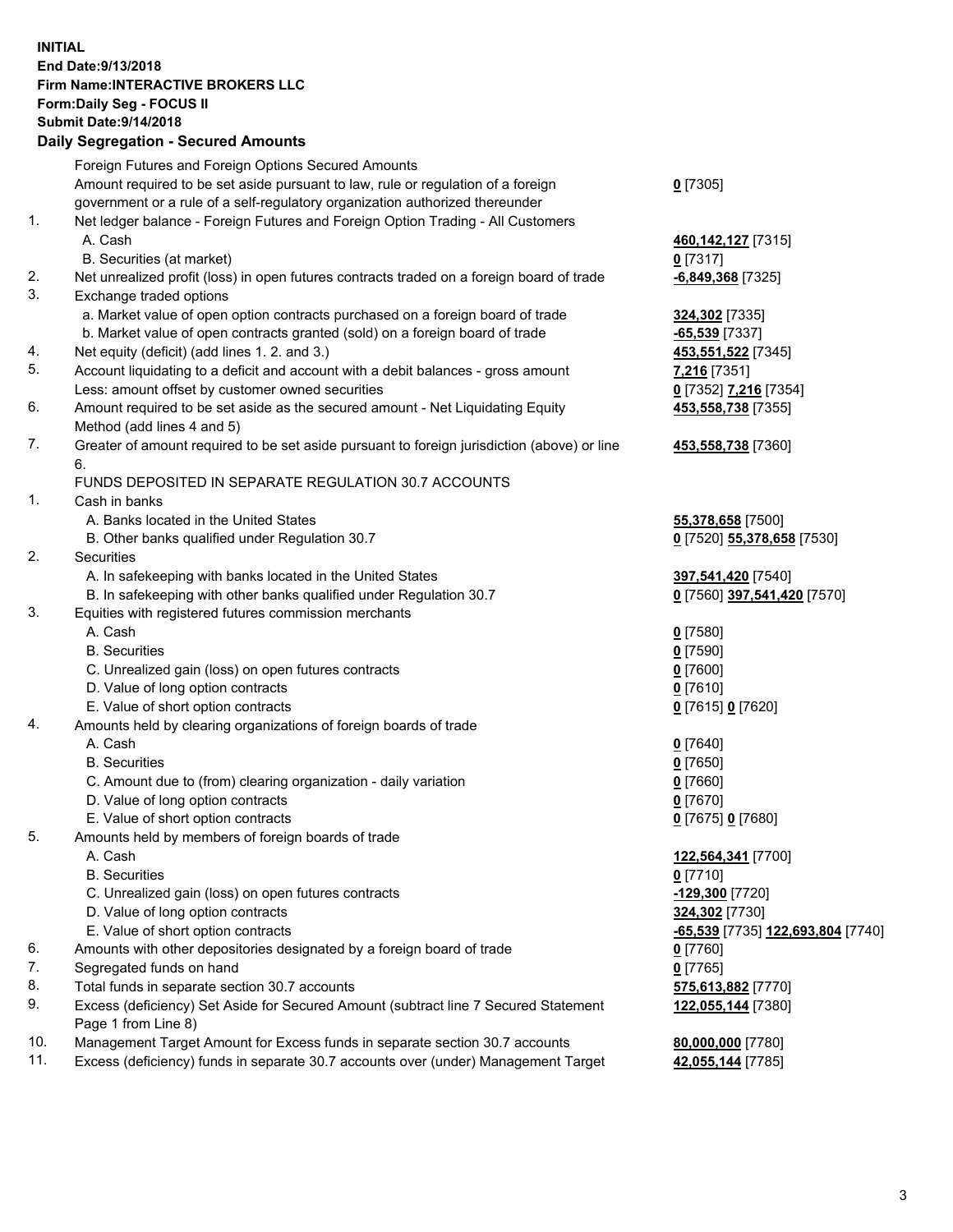**INITIAL**
**End Date:9/13/2018**
**Firm Name:INTERACTIVE BROKERS LLC**
**Form:Daily Seg - FOCUS II**
**Submit Date:9/14/2018**

## Daily Segregation - Secured Amounts

| | | |
|---|---|---|
| | Foreign Futures and Foreign Options Secured Amounts | |
| | Amount required to be set aside pursuant to law, rule or regulation of a foreign government or a rule of a self-regulatory organization authorized thereunder | **0** [7305] |
| 1. | Net ledger balance - Foreign Futures and Foreign Option Trading - All Customers | |
| | A. Cash | **460,142,127** [7315] |
| | B. Securities (at market) | **0** [7317] |
| 2. | Net unrealized profit (loss) in open futures contracts traded on a foreign board of trade | **-6,849,368** [7325] |
| 3. | Exchange traded options | |
| | a. Market value of open option contracts purchased on a foreign board of trade | **324,302** [7335] |
| | b. Market value of open contracts granted (sold) on a foreign board of trade | **-65,539** [7337] |
| 4. | Net equity (deficit) (add lines 1. 2. and 3.) | **453,551,522** [7345] |
| 5. | Account liquidating to a deficit and account with a debit balances - gross amount | **7,216** [7351] |
| | Less: amount offset by customer owned securities | **0** [7352] **7,216** [7354] |
| 6. | Amount required to be set aside as the secured amount - Net Liquidating Equity Method (add lines 4 and 5) | **453,558,738** [7355] |
| 7. | Greater of amount required to be set aside pursuant to foreign jurisdiction (above) or line 6. | **453,558,738** [7360] |
| | FUNDS DEPOSITED IN SEPARATE REGULATION 30.7 ACCOUNTS | |
| 1. | Cash in banks | |
| | A. Banks located in the United States | **55,378,658** [7500] |
| | B. Other banks qualified under Regulation 30.7 | **0** [7520] **55,378,658** [7530] |
| 2. | Securities | |
| | A. In safekeeping with banks located in the United States | **397,541,420** [7540] |
| | B. In safekeeping with other banks qualified under Regulation 30.7 | **0** [7560] **397,541,420** [7570] |
| 3. | Equities with registered futures commission merchants | |
| | A. Cash | **0** [7580] |
| | B. Securities | **0** [7590] |
| | C. Unrealized gain (loss) on open futures contracts | **0** [7600] |
| | D. Value of long option contracts | **0** [7610] |
| | E. Value of short option contracts | **0** [7615] **0** [7620] |
| 4. | Amounts held by clearing organizations of foreign boards of trade | |
| | A. Cash | **0** [7640] |
| | B. Securities | **0** [7650] |
| | C. Amount due to (from) clearing organization - daily variation | **0** [7660] |
| | D. Value of long option contracts | **0** [7670] |
| | E. Value of short option contracts | **0** [7675] **0** [7680] |
| 5. | Amounts held by members of foreign boards of trade | |
| | A. Cash | **122,564,341** [7700] |
| | B. Securities | **0** [7710] |
| | C. Unrealized gain (loss) on open futures contracts | **-129,300** [7720] |
| | D. Value of long option contracts | **324,302** [7730] |
| | E. Value of short option contracts | **-65,539** [7735] **122,693,804** [7740] |
| 6. | Amounts with other depositories designated by a foreign board of trade | **0** [7760] |
| 7. | Segregated funds on hand | **0** [7765] |
| 8. | Total funds in separate section 30.7 accounts | **575,613,882** [7770] |
| 9. | Excess (deficiency) Set Aside for Secured Amount (subtract line 7 Secured Statement Page 1 from Line 8) | **122,055,144** [7380] |
| 10. | Management Target Amount for Excess funds in separate section 30.7 accounts | **80,000,000** [7780] |
| 11. | Excess (deficiency) funds in separate 30.7 accounts over (under) Management Target | **42,055,144** [7785] |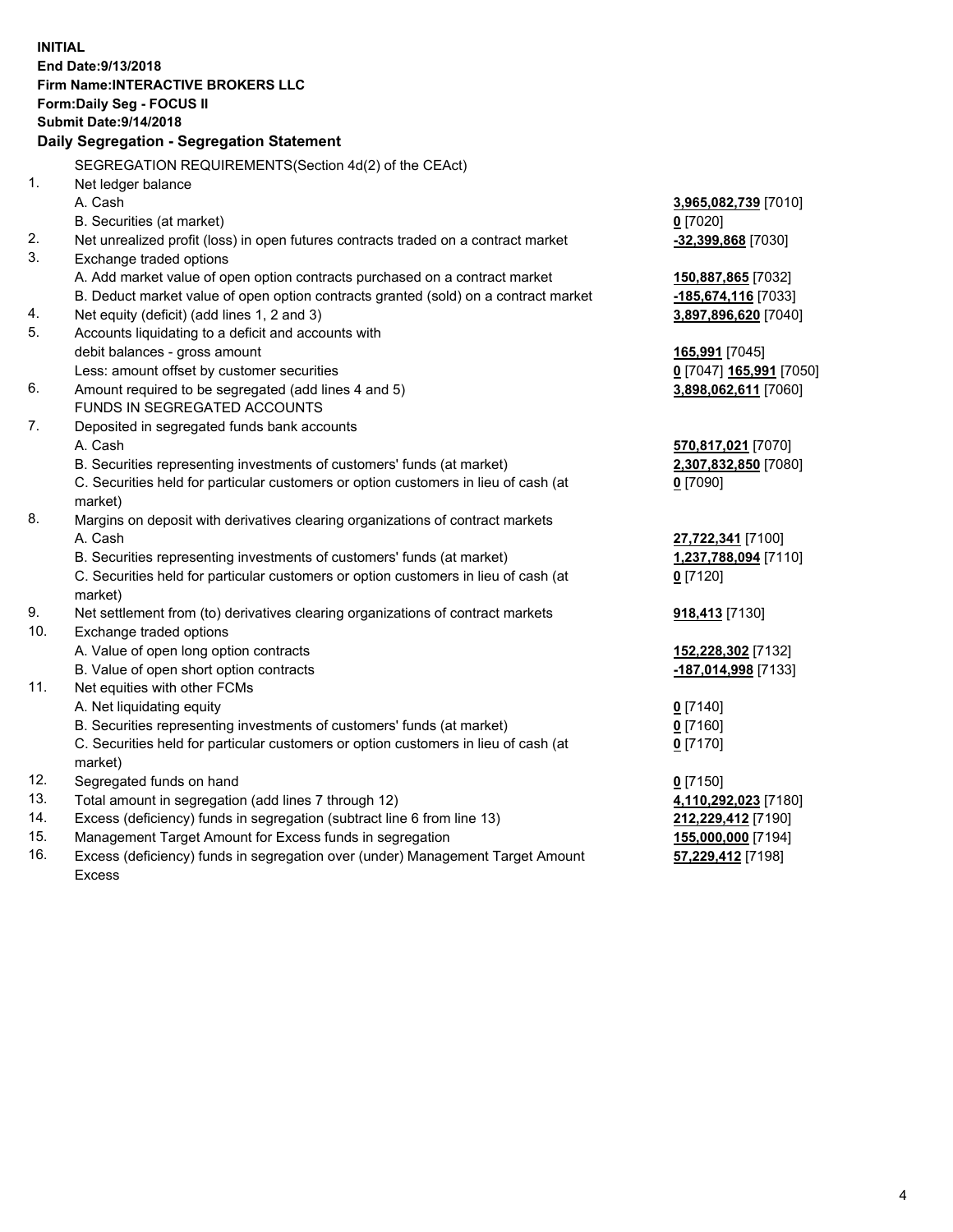**INITIAL**
**End Date:9/13/2018**
**Firm Name:INTERACTIVE BROKERS LLC**
**Form:Daily Seg - FOCUS II**
**Submit Date:9/14/2018**

**Daily Segregation - Segregation Statement**

SEGREGATION REQUIREMENTS(Section 4d(2) of the CEAct)

| | | |
|---|---|---|
| 1. | Net ledger balance | |
| | A. Cash | **3,965,082,739** [7010] |
| | B. Securities (at market) | **0** [7020] |
| 2. | Net unrealized profit (loss) in open futures contracts traded on a contract market | **-32,399,868** [7030] |
| 3. | Exchange traded options | |
| | A. Add market value of open option contracts purchased on a contract market | **150,887,865** [7032] |
| | B. Deduct market value of open option contracts granted (sold) on a contract market | **-185,674,116** [7033] |
| 4. | Net equity (deficit) (add lines 1, 2 and 3) | **3,897,896,620** [7040] |
| 5. | Accounts liquidating to a deficit and accounts with debit balances - gross amount | **165,991** [7045] |
| | Less: amount offset by customer securities | **0** [7047] **165,991** [7050] |
| 6. | Amount required to be segregated (add lines 4 and 5) | **3,898,062,611** [7060] |
| | FUNDS IN SEGREGATED ACCOUNTS | |
| 7. | Deposited in segregated funds bank accounts | |
| | A. Cash | **570,817,021** [7070] |
| | B. Securities representing investments of customers' funds (at market) | **2,307,832,850** [7080] |
| | C. Securities held for particular customers or option customers in lieu of cash (at market) | **0** [7090] |
| 8. | Margins on deposit with derivatives clearing organizations of contract markets | |
| | A. Cash | **27,722,341** [7100] |
| | B. Securities representing investments of customers' funds (at market) | **1,237,788,094** [7110] |
| | C. Securities held for particular customers or option customers in lieu of cash (at market) | **0** [7120] |
| 9. | Net settlement from (to) derivatives clearing organizations of contract markets | **918,413** [7130] |
| 10. | Exchange traded options | |
| | A. Value of open long option contracts | **152,228,302** [7132] |
| | B. Value of open short option contracts | **-187,014,998** [7133] |
| 11. | Net equities with other FCMs | |
| | A. Net liquidating equity | **0** [7140] |
| | B. Securities representing investments of customers' funds (at market) | **0** [7160] |
| | C. Securities held for particular customers or option customers in lieu of cash (at market) | **0** [7170] |
| 12. | Segregated funds on hand | **0** [7150] |
| 13. | Total amount in segregation (add lines 7 through 12) | **4,110,292,023** [7180] |
| 14. | Excess (deficiency) funds in segregation (subtract line 6 from line 13) | **212,229,412** [7190] |
| 15. | Management Target Amount for Excess funds in segregation | **155,000,000** [7194] |
| 16. | Excess (deficiency) funds in segregation over (under) Management Target Amount Excess | **57,229,412** [7198] |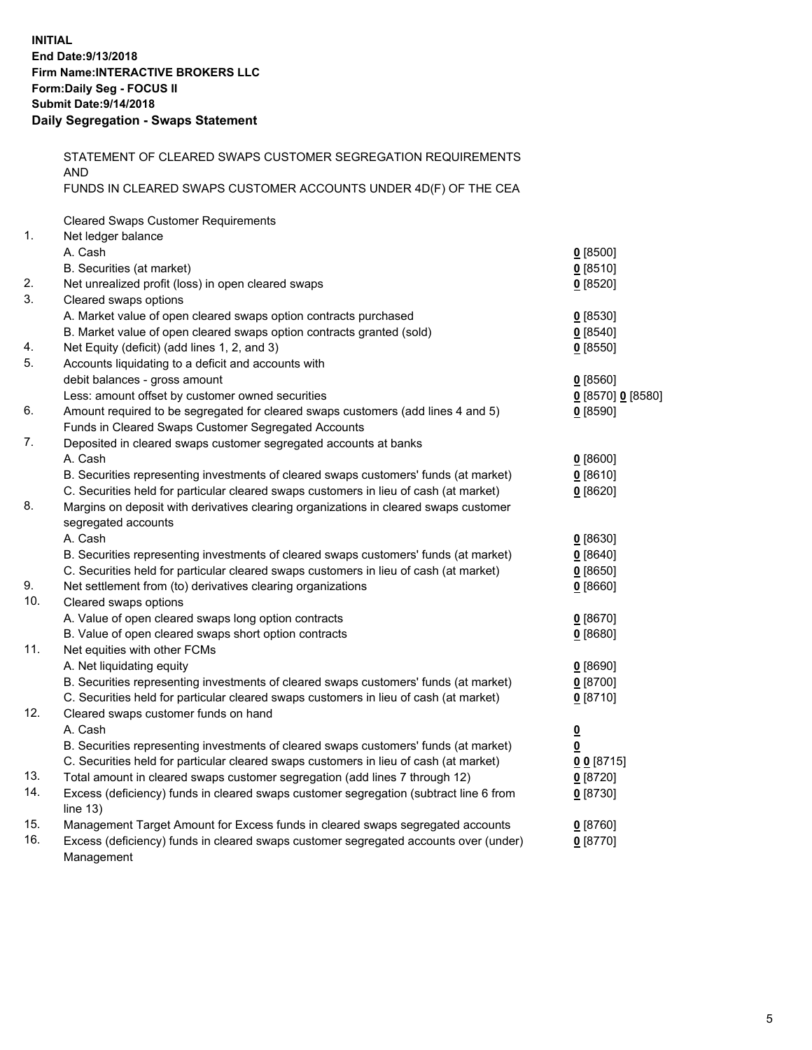**INITIAL**
**End Date:9/13/2018**
**Firm Name:INTERACTIVE BROKERS LLC**
**Form:Daily Seg - FOCUS II**
**Submit Date:9/14/2018**
**Daily Segregation - Swaps Statement**

STATEMENT OF CLEARED SWAPS CUSTOMER SEGREGATION REQUIREMENTS AND FUNDS IN CLEARED SWAPS CUSTOMER ACCOUNTS UNDER 4D(F) OF THE CEA

| | | |
|---|---|---|
| | Cleared Swaps Customer Requirements | |
| 1. | Net ledger balance | |
| | A. Cash | 0 [8500] |
| | B. Securities (at market) | 0 [8510] |
| 2. | Net unrealized profit (loss) in open cleared swaps | 0 [8520] |
| 3. | Cleared swaps options | |
| | A. Market value of open cleared swaps option contracts purchased | 0 [8530] |
| | B. Market value of open cleared swaps option contracts granted (sold) | 0 [8540] |
| 4. | Net Equity (deficit) (add lines 1, 2, and 3) | 0 [8550] |
| 5. | Accounts liquidating to a deficit and accounts with debit balances - gross amount | 0 [8560] |
| | Less: amount offset by customer owned securities | 0 [8570] 0 [8580] |
| 6. | Amount required to be segregated for cleared swaps customers (add lines 4 and 5) | 0 [8590] |
| | Funds in Cleared Swaps Customer Segregated Accounts | |
| 7. | Deposited in cleared swaps customer segregated accounts at banks | |
| | A. Cash | 0 [8600] |
| | B. Securities representing investments of cleared swaps customers' funds (at market) | 0 [8610] |
| | C. Securities held for particular cleared swaps customers in lieu of cash (at market) | 0 [8620] |
| 8. | Margins on deposit with derivatives clearing organizations in cleared swaps customer segregated accounts | |
| | A. Cash | 0 [8630] |
| | B. Securities representing investments of cleared swaps customers' funds (at market) | 0 [8640] |
| | C. Securities held for particular cleared swaps customers in lieu of cash (at market) | 0 [8650] |
| 9. | Net settlement from (to) derivatives clearing organizations | 0 [8660] |
| 10. | Cleared swaps options | |
| | A. Value of open cleared swaps long option contracts | 0 [8670] |
| | B. Value of open cleared swaps short option contracts | 0 [8680] |
| 11. | Net equities with other FCMs | |
| | A. Net liquidating equity | 0 [8690] |
| | B. Securities representing investments of cleared swaps customers' funds (at market) | 0 [8700] |
| | C. Securities held for particular cleared swaps customers in lieu of cash (at market) | 0 [8710] |
| 12. | Cleared swaps customer funds on hand | |
| | A. Cash | 0 |
| | B. Securities representing investments of cleared swaps customers' funds (at market) | 0 |
| | C. Securities held for particular cleared swaps customers in lieu of cash (at market) | 0 0 [8715] |
| 13. | Total amount in cleared swaps customer segregation (add lines 7 through 12) | 0 [8720] |
| 14. | Excess (deficiency) funds in cleared swaps customer segregation (subtract line 6 from line 13) | 0 [8730] |
| 15. | Management Target Amount for Excess funds in cleared swaps segregated accounts | 0 [8760] |
| 16. | Excess (deficiency) funds in cleared swaps customer segregated accounts over (under) Management | 0 [8770] |